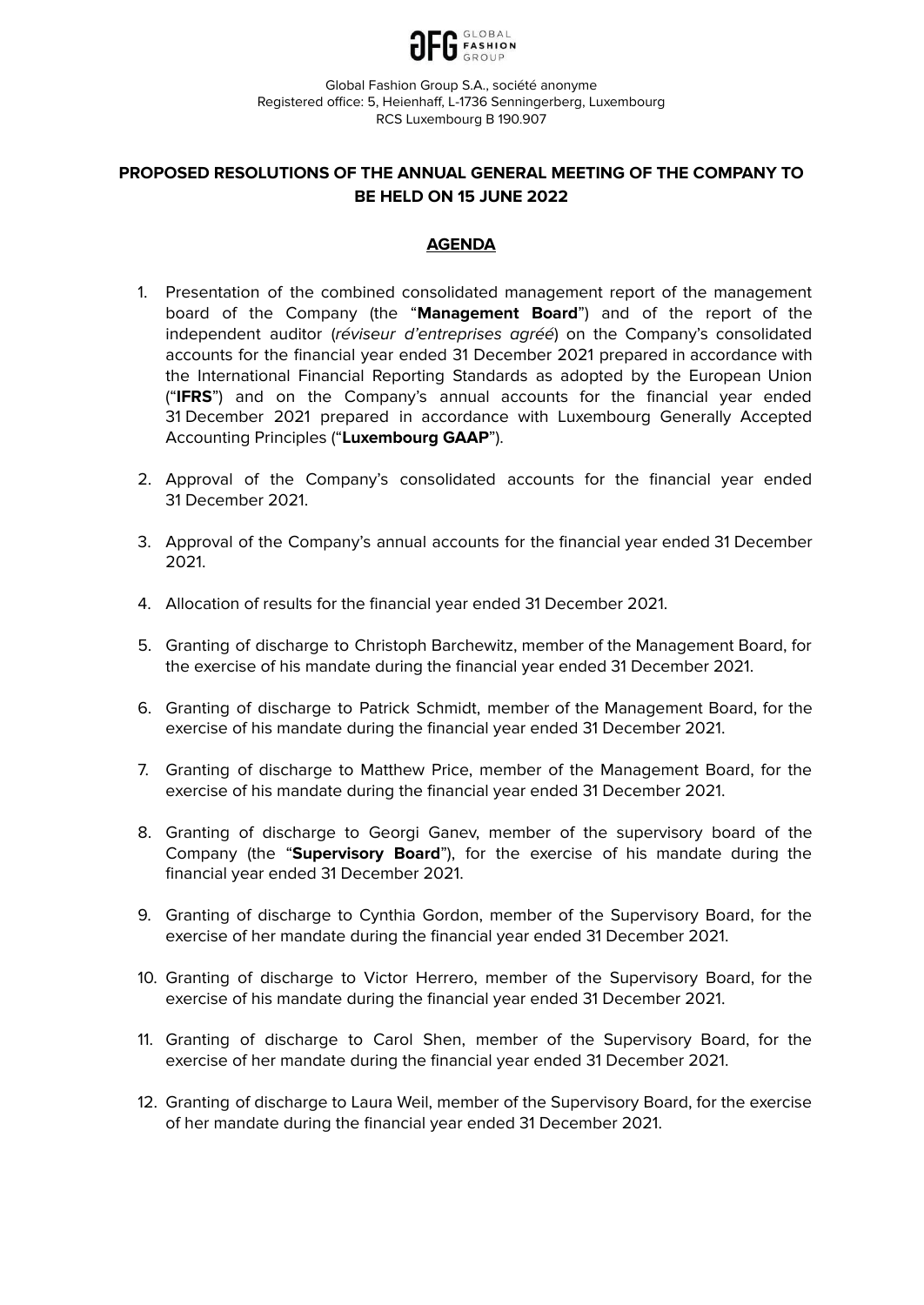Global Fashion Group S.A., société anonyme
Registered office: 5, Heienhaff, L-1736 Senningerberg, Luxembourg
RCS Luxembourg B 190.907

# PROPOSED RESOLUTIONS OF THE ANNUAL GENERAL MEETING OF THE COMPANY TO BE HELD ON 15 JUNE 2022

## AGENDA

1. Presentation of the combined consolidated management report of the management board of the Company (the "**Management Board**") and of the report of the independent auditor (*réviseur d'entreprises agréé*) on the Company's consolidated accounts for the financial year ended 31 December 2021 prepared in accordance with the International Financial Reporting Standards as adopted by the European Union ("**IFRS**") and on the Company's annual accounts for the financial year ended 31 December 2021 prepared in accordance with Luxembourg Generally Accepted Accounting Principles ("**Luxembourg GAAP**").

2. Approval of the Company's consolidated accounts for the financial year ended 31 December 2021.

3. Approval of the Company's annual accounts for the financial year ended 31 December 2021.

4. Allocation of results for the financial year ended 31 December 2021.

5. Granting of discharge to Christoph Barchewitz, member of the Management Board, for the exercise of his mandate during the financial year ended 31 December 2021.

6. Granting of discharge to Patrick Schmidt, member of the Management Board, for the exercise of his mandate during the financial year ended 31 December 2021.

7. Granting of discharge to Matthew Price, member of the Management Board, for the exercise of his mandate during the financial year ended 31 December 2021.

8. Granting of discharge to Georgi Ganev, member of the supervisory board of the Company (the "**Supervisory Board**"), for the exercise of his mandate during the financial year ended 31 December 2021.

9. Granting of discharge to Cynthia Gordon, member of the Supervisory Board, for the exercise of her mandate during the financial year ended 31 December 2021.

10. Granting of discharge to Victor Herrero, member of the Supervisory Board, for the exercise of his mandate during the financial year ended 31 December 2021.

11. Granting of discharge to Carol Shen, member of the Supervisory Board, for the exercise of her mandate during the financial year ended 31 December 2021.

12. Granting of discharge to Laura Weil, member of the Supervisory Board, for the exercise of her mandate during the financial year ended 31 December 2021.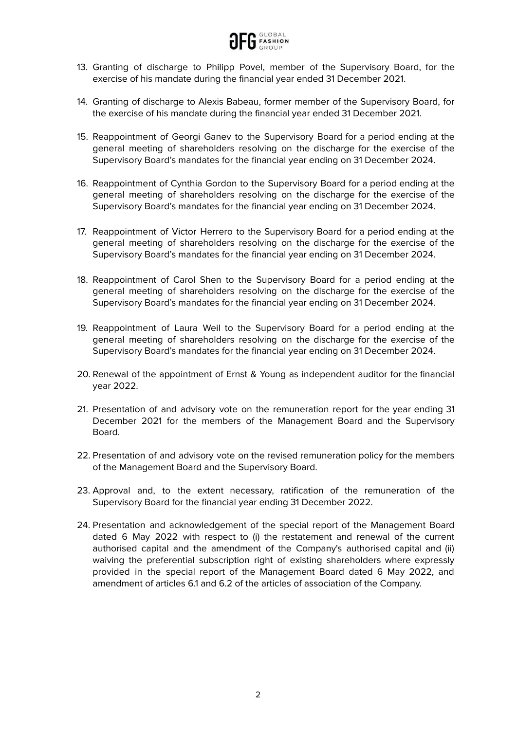13. Granting of discharge to Philipp Povel, member of the Supervisory Board, for the exercise of his mandate during the financial year ended 31 December 2021.

14. Granting of discharge to Alexis Babeau, former member of the Supervisory Board, for the exercise of his mandate during the financial year ended 31 December 2021.

15. Reappointment of Georgi Ganev to the Supervisory Board for a period ending at the general meeting of shareholders resolving on the discharge for the exercise of the Supervisory Board's mandates for the financial year ending on 31 December 2024.

16. Reappointment of Cynthia Gordon to the Supervisory Board for a period ending at the general meeting of shareholders resolving on the discharge for the exercise of the Supervisory Board's mandates for the financial year ending on 31 December 2024.

17. Reappointment of Victor Herrero to the Supervisory Board for a period ending at the general meeting of shareholders resolving on the discharge for the exercise of the Supervisory Board's mandates for the financial year ending on 31 December 2024.

18. Reappointment of Carol Shen to the Supervisory Board for a period ending at the general meeting of shareholders resolving on the discharge for the exercise of the Supervisory Board's mandates for the financial year ending on 31 December 2024.

19. Reappointment of Laura Weil to the Supervisory Board for a period ending at the general meeting of shareholders resolving on the discharge for the exercise of the Supervisory Board's mandates for the financial year ending on 31 December 2024.

20. Renewal of the appointment of Ernst & Young as independent auditor for the financial year 2022.

21. Presentation of and advisory vote on the remuneration report for the year ending 31 December 2021 for the members of the Management Board and the Supervisory Board.

22. Presentation of and advisory vote on the revised remuneration policy for the members of the Management Board and the Supervisory Board.

23. Approval and, to the extent necessary, ratification of the remuneration of the Supervisory Board for the financial year ending 31 December 2022.

24. Presentation and acknowledgement of the special report of the Management Board dated 6 May 2022 with respect to (i) the restatement and renewal of the current authorised capital and the amendment of the Company's authorised capital and (ii) waiving the preferential subscription right of existing shareholders where expressly provided in the special report of the Management Board dated 6 May 2022, and amendment of articles 6.1 and 6.2 of the articles of association of the Company.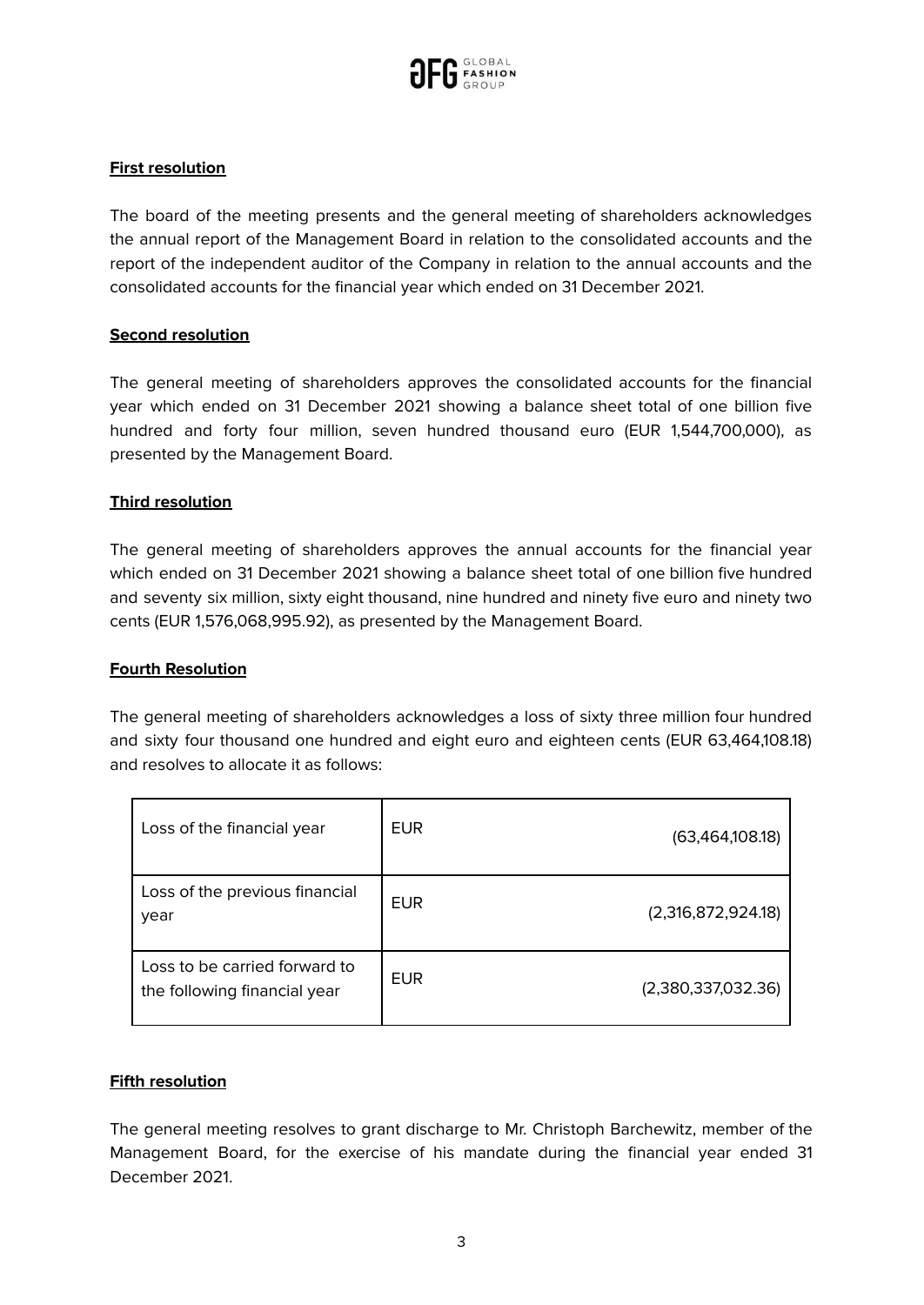**First resolution**

The board of the meeting presents and the general meeting of shareholders acknowledges the annual report of the Management Board in relation to the consolidated accounts and the report of the independent auditor of the Company in relation to the annual accounts and the consolidated accounts for the financial year which ended on 31 December 2021.

**Second resolution**

The general meeting of shareholders approves the consolidated accounts for the financial year which ended on 31 December 2021 showing a balance sheet total of one billion five hundred and forty four million, seven hundred thousand euro (EUR 1,544,700,000), as presented by the Management Board.

**Third resolution**

The general meeting of shareholders approves the annual accounts for the financial year which ended on 31 December 2021 showing a balance sheet total of one billion five hundred and seventy six million, sixty eight thousand, nine hundred and ninety five euro and ninety two cents (EUR 1,576,068,995.92), as presented by the Management Board.

**Fourth Resolution**

The general meeting of shareholders acknowledges a loss of sixty three million four hundred and sixty four thousand one hundred and eight euro and eighteen cents (EUR 63,464,108.18) and resolves to allocate it as follows:

| | | |
|---|---|---|
| Loss of the financial year | EUR | (63,464,108.18) |
| Loss of the previous financial year | EUR | (2,316,872,924.18) |
| Loss to be carried forward to the following financial year | EUR | (2,380,337,032.36) |

**Fifth resolution**

The general meeting resolves to grant discharge to Mr. Christoph Barchewitz, member of the Management Board, for the exercise of his mandate during the financial year ended 31 December 2021.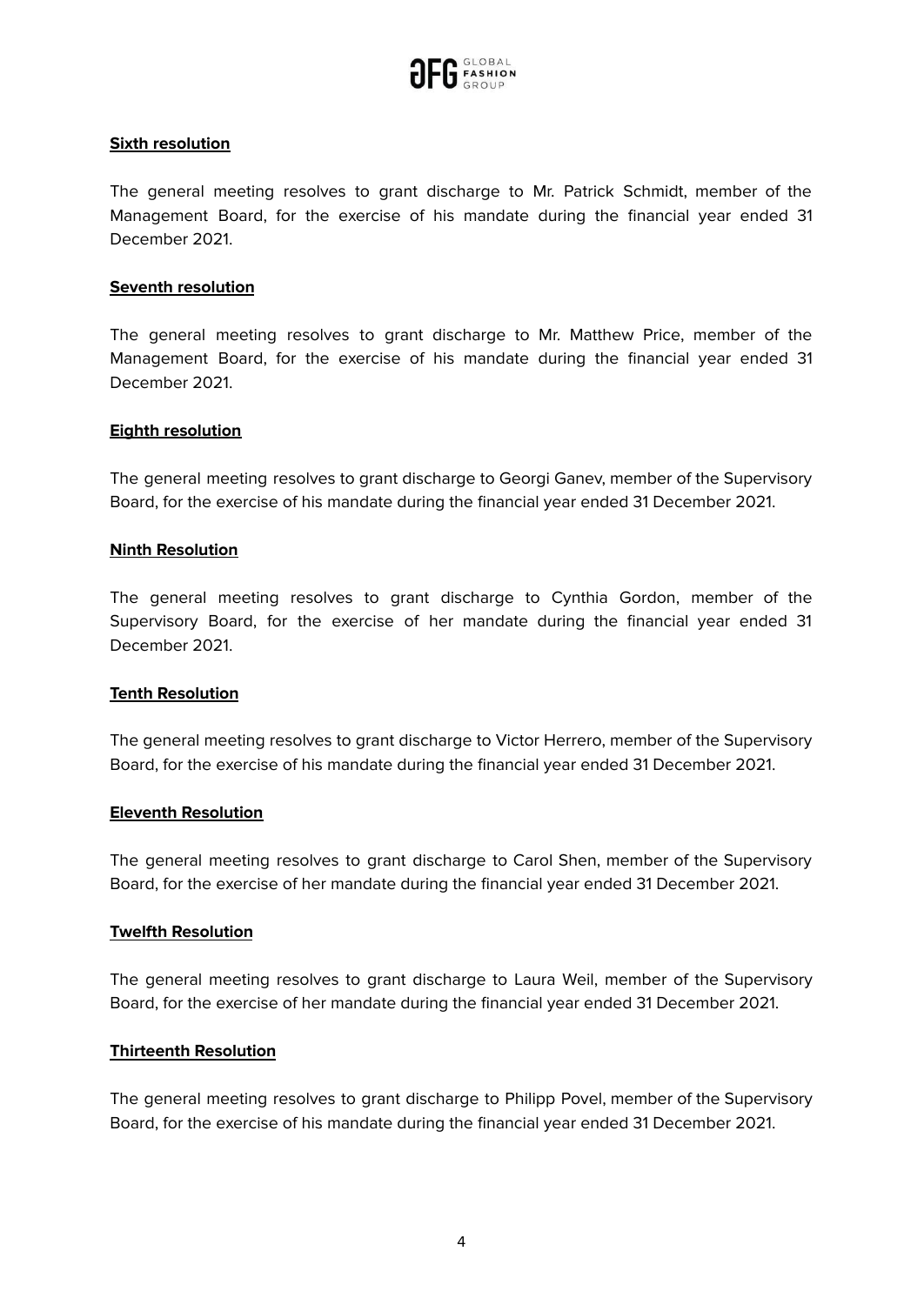**Sixth resolution**

The general meeting resolves to grant discharge to Mr. Patrick Schmidt, member of the Management Board, for the exercise of his mandate during the financial year ended 31 December 2021.

**Seventh resolution**

The general meeting resolves to grant discharge to Mr. Matthew Price, member of the Management Board, for the exercise of his mandate during the financial year ended 31 December 2021.

**Eighth resolution**

The general meeting resolves to grant discharge to Georgi Ganev, member of the Supervisory Board, for the exercise of his mandate during the financial year ended 31 December 2021.

**Ninth Resolution**

The general meeting resolves to grant discharge to Cynthia Gordon, member of the Supervisory Board, for the exercise of her mandate during the financial year ended 31 December 2021.

**Tenth Resolution**

The general meeting resolves to grant discharge to Victor Herrero, member of the Supervisory Board, for the exercise of his mandate during the financial year ended 31 December 2021.

**Eleventh Resolution**

The general meeting resolves to grant discharge to Carol Shen, member of the Supervisory Board, for the exercise of her mandate during the financial year ended 31 December 2021.

**Twelfth Resolution**

The general meeting resolves to grant discharge to Laura Weil, member of the Supervisory Board, for the exercise of her mandate during the financial year ended 31 December 2021.

**Thirteenth Resolution**

The general meeting resolves to grant discharge to Philipp Povel, member of the Supervisory Board, for the exercise of his mandate during the financial year ended 31 December 2021.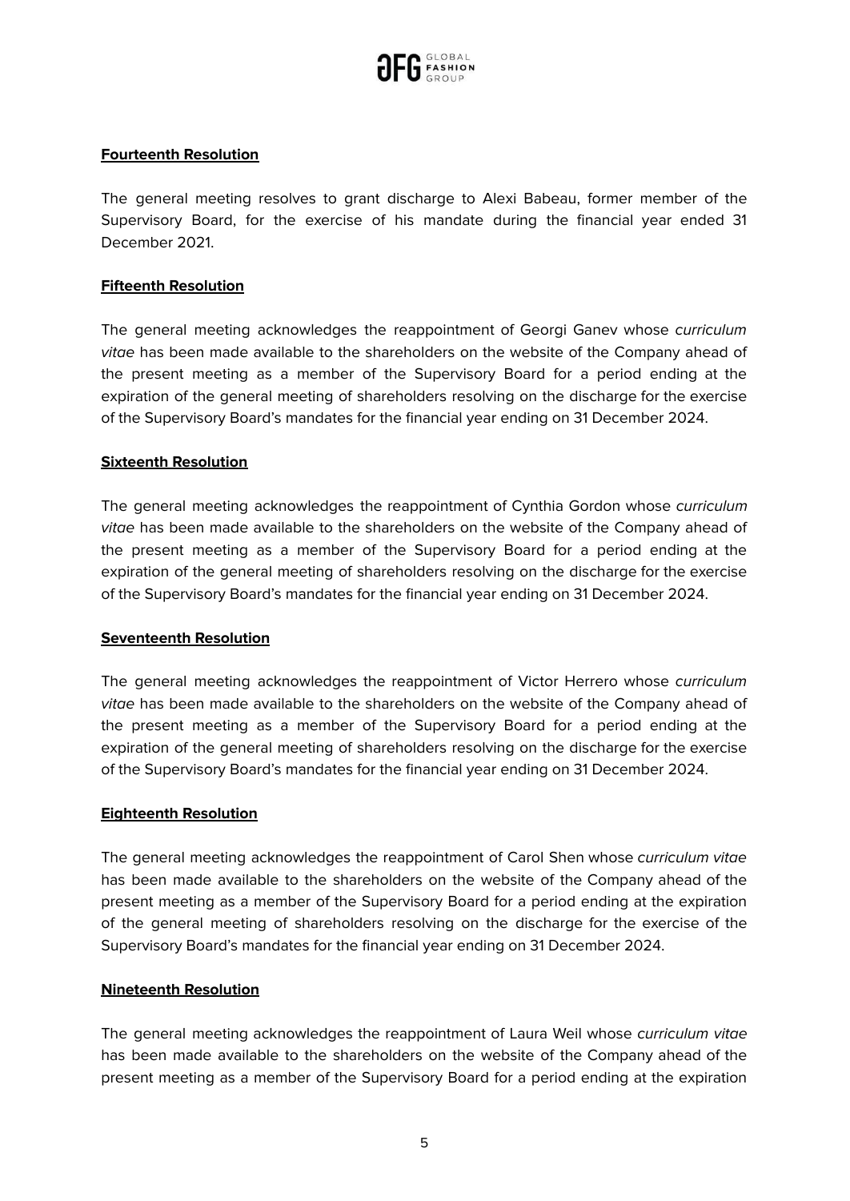**Fourteenth Resolution**

The general meeting resolves to grant discharge to Alexi Babeau, former member of the Supervisory Board, for the exercise of his mandate during the financial year ended 31 December 2021.

**Fifteenth Resolution**

The general meeting acknowledges the reappointment of Georgi Ganev whose *curriculum vitae* has been made available to the shareholders on the website of the Company ahead of the present meeting as a member of the Supervisory Board for a period ending at the expiration of the general meeting of shareholders resolving on the discharge for the exercise of the Supervisory Board's mandates for the financial year ending on 31 December 2024.

**Sixteenth Resolution**

The general meeting acknowledges the reappointment of Cynthia Gordon whose *curriculum vitae* has been made available to the shareholders on the website of the Company ahead of the present meeting as a member of the Supervisory Board for a period ending at the expiration of the general meeting of shareholders resolving on the discharge for the exercise of the Supervisory Board's mandates for the financial year ending on 31 December 2024.

**Seventeenth Resolution**

The general meeting acknowledges the reappointment of Victor Herrero whose *curriculum vitae* has been made available to the shareholders on the website of the Company ahead of the present meeting as a member of the Supervisory Board for a period ending at the expiration of the general meeting of shareholders resolving on the discharge for the exercise of the Supervisory Board's mandates for the financial year ending on 31 December 2024.

**Eighteenth Resolution**

The general meeting acknowledges the reappointment of Carol Shen whose *curriculum vitae* has been made available to the shareholders on the website of the Company ahead of the present meeting as a member of the Supervisory Board for a period ending at the expiration of the general meeting of shareholders resolving on the discharge for the exercise of the Supervisory Board's mandates for the financial year ending on 31 December 2024.

**Nineteenth Resolution**

The general meeting acknowledges the reappointment of Laura Weil whose *curriculum vitae* has been made available to the shareholders on the website of the Company ahead of the present meeting as a member of the Supervisory Board for a period ending at the expiration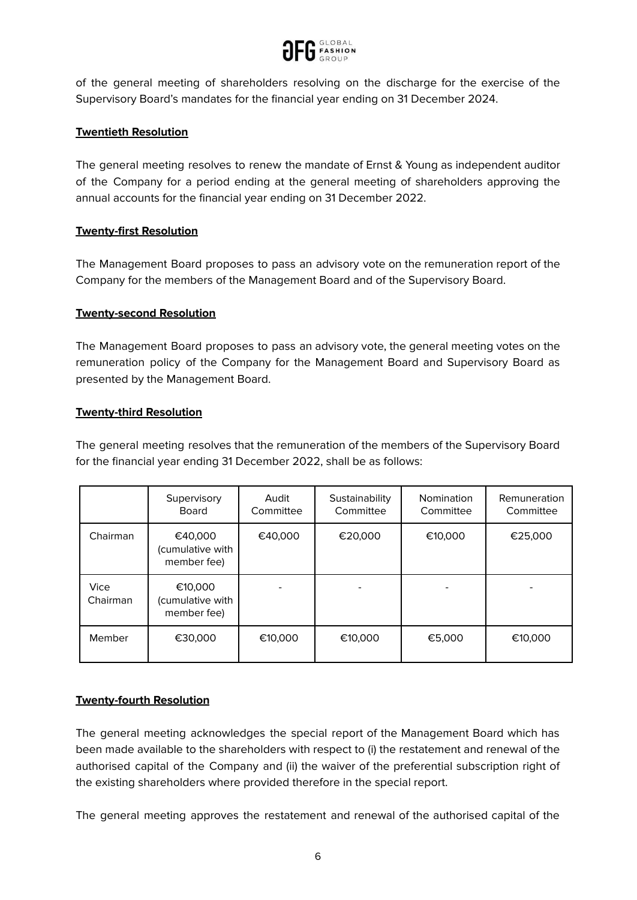of the general meeting of shareholders resolving on the discharge for the exercise of the Supervisory Board's mandates for the financial year ending on 31 December 2024.

**Twentieth Resolution**

The general meeting resolves to renew the mandate of Ernst & Young as independent auditor of the Company for a period ending at the general meeting of shareholders approving the annual accounts for the financial year ending on 31 December 2022.

**Twenty-first Resolution**

The Management Board proposes to pass an advisory vote on the remuneration report of the Company for the members of the Management Board and of the Supervisory Board.

**Twenty-second Resolution**

The Management Board proposes to pass an advisory vote, the general meeting votes on the remuneration policy of the Company for the Management Board and Supervisory Board as presented by the Management Board.

**Twenty-third Resolution**

The general meeting resolves that the remuneration of the members of the Supervisory Board for the financial year ending 31 December 2022, shall be as follows:

| | Supervisory Board | Audit Committee | Sustainability Committee | Nomination Committee | Remuneration Committee |
|---|---|---|---|---|---|
| Chairman | €40,000 (cumulative with member fee) | €40,000 | €20,000 | €10,000 | €25,000 |
| Vice Chairman | €10,000 (cumulative with member fee) | - | - | - | - |
| Member | €30,000 | €10,000 | €10,000 | €5,000 | €10,000 |

**Twenty-fourth Resolution**

The general meeting acknowledges the special report of the Management Board which has been made available to the shareholders with respect to (i) the restatement and renewal of the authorised capital of the Company and (ii) the waiver of the preferential subscription right of the existing shareholders where provided therefore in the special report.

The general meeting approves the restatement and renewal of the authorised capital of the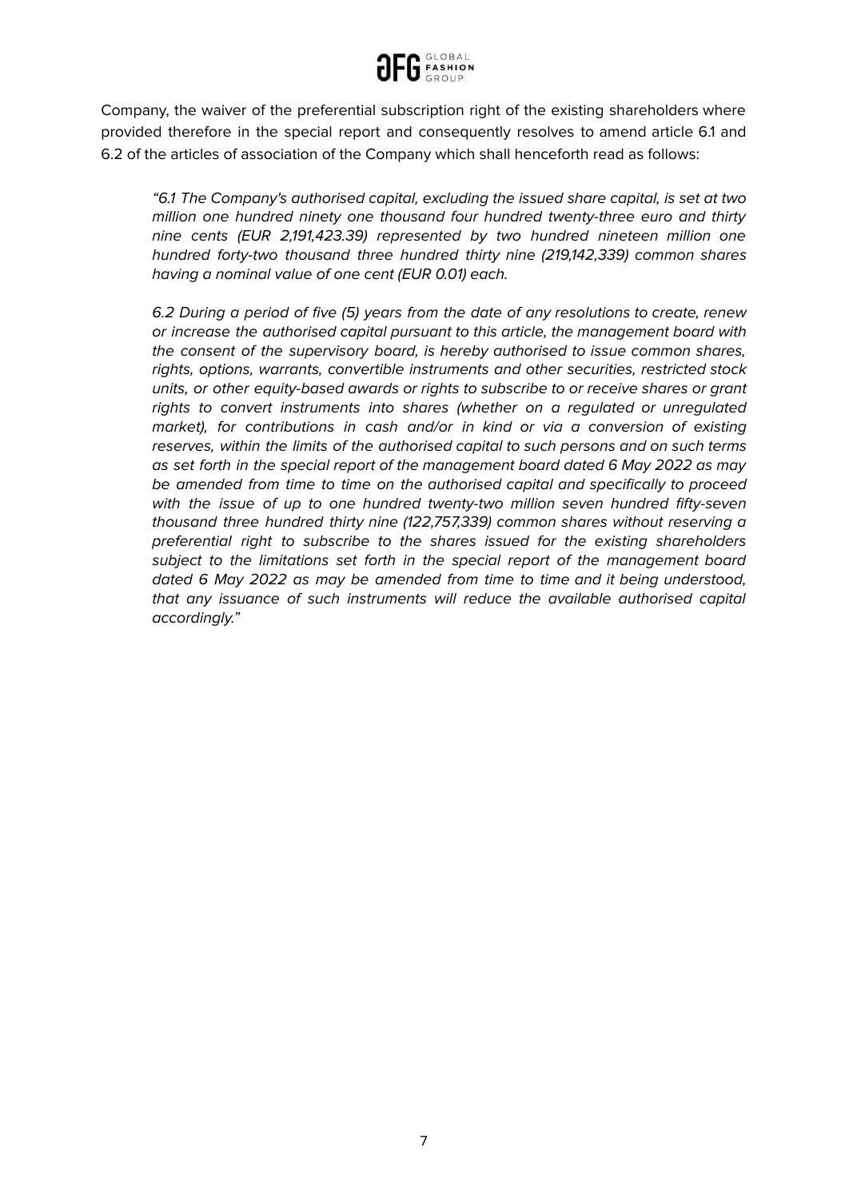Company, the waiver of the preferential subscription right of the existing shareholders where provided therefore in the special report and consequently resolves to amend article 6.1 and 6.2 of the articles of association of the Company which shall henceforth read as follows:

> *"6.1 The Company's authorised capital, excluding the issued share capital, is set at two million one hundred ninety one thousand four hundred twenty-three euro and thirty nine cents (EUR 2,191,423.39) represented by two hundred nineteen million one hundred forty-two thousand three hundred thirty nine (219,142,339) common shares having a nominal value of one cent (EUR 0.01) each.*
>
> *6.2 During a period of five (5) years from the date of any resolutions to create, renew or increase the authorised capital pursuant to this article, the management board with the consent of the supervisory board, is hereby authorised to issue common shares, rights, options, warrants, convertible instruments and other securities, restricted stock units, or other equity-based awards or rights to subscribe to or receive shares or grant rights to convert instruments into shares (whether on a regulated or unregulated market), for contributions in cash and/or in kind or via a conversion of existing reserves, within the limits of the authorised capital to such persons and on such terms as set forth in the special report of the management board dated 6 May 2022 as may be amended from time to time on the authorised capital and specifically to proceed with the issue of up to one hundred twenty-two million seven hundred fifty-seven thousand three hundred thirty nine (122,757,339) common shares without reserving a preferential right to subscribe to the shares issued for the existing shareholders subject to the limitations set forth in the special report of the management board dated 6 May 2022 as may be amended from time to time and it being understood, that any issuance of such instruments will reduce the available authorised capital accordingly."*